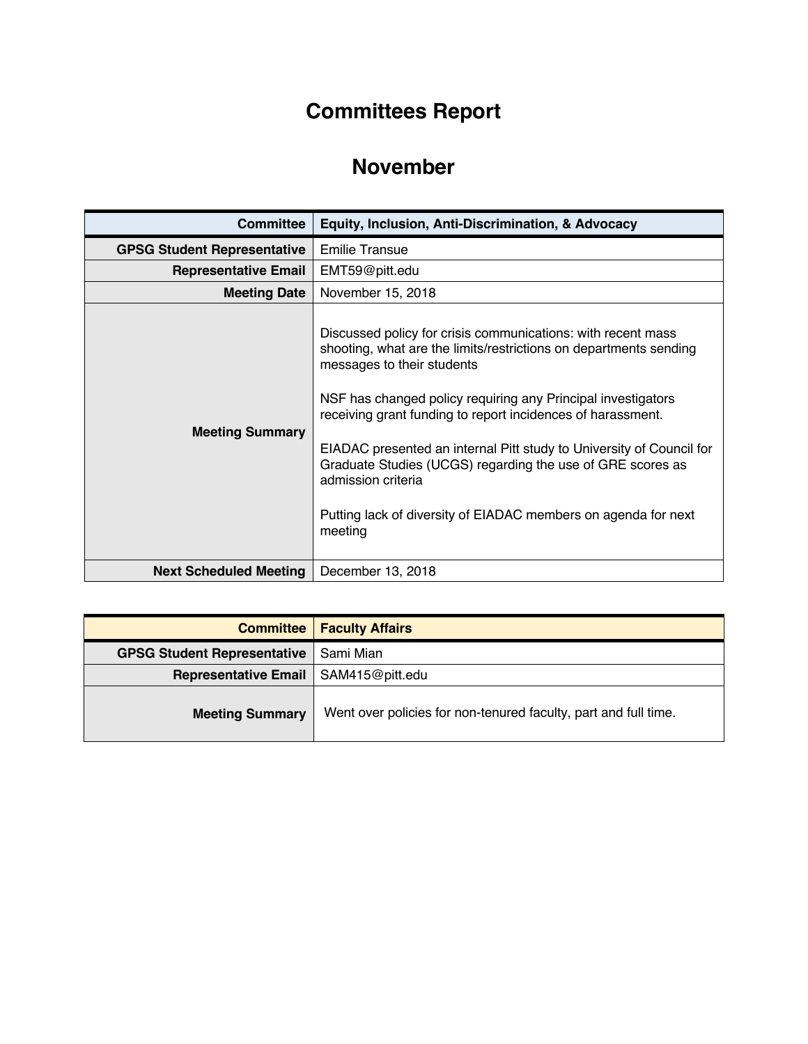# Committees Report

# November

| Committee | Equity, Inclusion, Anti-Discrimination, & Advocacy |
|---|---|
| GPSG Student Representative | Emilie Transue |
| Representative Email | EMT59@pitt.edu |
| Meeting Date | November 15, 2018 |
| Meeting Summary | Discussed policy for crisis communications: with recent mass shooting, what are the limits/restrictions on departments sending messages to their students<br><br>NSF has changed policy requiring any Principal investigators receiving grant funding to report incidences of harassment.<br><br>EIADAC presented an internal Pitt study to University of Council for Graduate Studies (UCGS) regarding the use of GRE scores as admission criteria<br><br>Putting lack of diversity of EIADAC members on agenda for next meeting |
| Next Scheduled Meeting | December 13, 2018 |

| Committee | Faculty Affairs |
|---|---|
| GPSG Student Representative | Sami Mian |
| Representative Email | SAM415@pitt.edu |
| Meeting Summary | Went over policies for non-tenured faculty, part and full time. |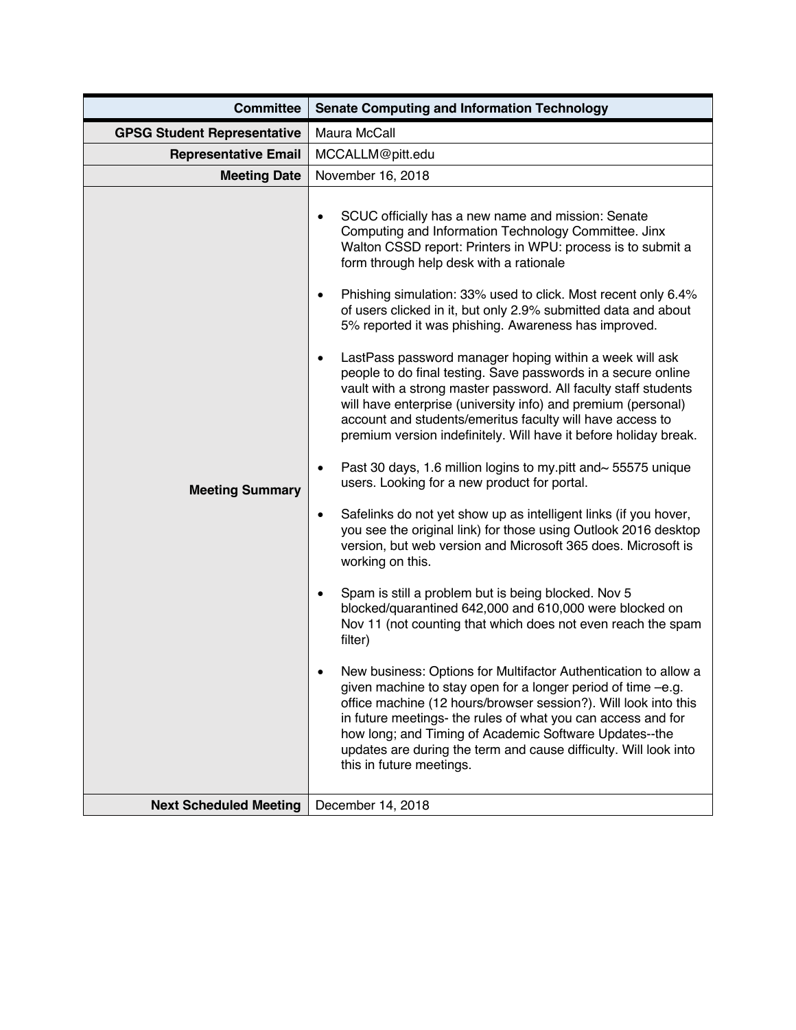| | |
|---|---|
| **Committee** | **Senate Computing and Information Technology** |
| **GPSG Student Representative** | Maura McCall |
| **Representative Email** | MCCALLM@pitt.edu |
| **Meeting Date** | November 16, 2018 |
| **Meeting Summary** | • SCUC officially has a new name and mission: Senate Computing and Information Technology Committee. Jinx Walton CSSD report: Printers in WPU: process is to submit a form through help desk with a rationale<br><br>• Phishing simulation: 33% used to click. Most recent only 6.4% of users clicked in it, but only 2.9% submitted data and about 5% reported it was phishing. Awareness has improved.<br><br>• LastPass password manager hoping within a week will ask people to do final testing. Save passwords in a secure online vault with a strong master password. All faculty staff students will have enterprise (university info) and premium (personal) account and students/emeritus faculty will have access to premium version indefinitely. Will have it before holiday break.<br><br>• Past 30 days, 1.6 million logins to my.pitt and~ 55575 unique users. Looking for a new product for portal.<br><br>• Safelinks do not yet show up as intelligent links (if you hover, you see the original link) for those using Outlook 2016 desktop version, but web version and Microsoft 365 does. Microsoft is working on this.<br><br>• Spam is still a problem but is being blocked. Nov 5 blocked/quarantined 642,000 and 610,000 were blocked on Nov 11 (not counting that which does not even reach the spam filter)<br><br>• New business: Options for Multifactor Authentication to allow a given machine to stay open for a longer period of time –e.g. office machine (12 hours/browser session?). Will look into this in future meetings- the rules of what you can access and for how long; and Timing of Academic Software Updates--the updates are during the term and cause difficulty. Will look into this in future meetings. |
| **Next Scheduled Meeting** | December 14, 2018 |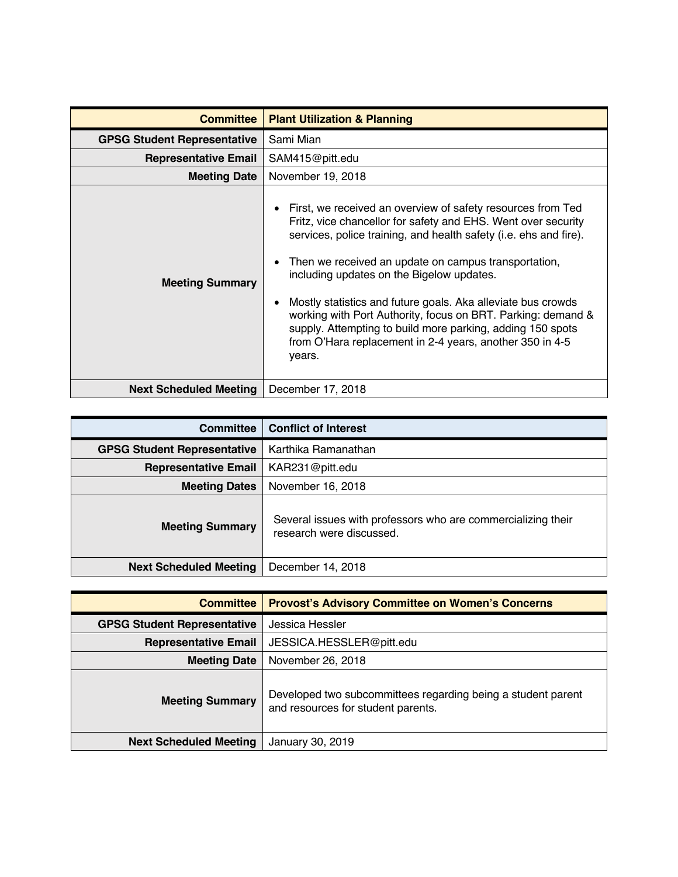| Committee | Plant Utilization & Planning |
|---|---|
| GPSG Student Representative | Sami Mian |
| Representative Email | SAM415@pitt.edu |
| Meeting Date | November 19, 2018 |
| Meeting Summary | • First, we received an overview of safety resources from Ted Fritz, vice chancellor for safety and EHS. Went over security services, police training, and health safety (i.e. ehs and fire).<br><br>• Then we received an update on campus transportation, including updates on the Bigelow updates.<br><br>• Mostly statistics and future goals. Aka alleviate bus crowds working with Port Authority, focus on BRT. Parking: demand & supply. Attempting to build more parking, adding 150 spots from O'Hara replacement in 2-4 years, another 350 in 4-5 years. |
| Next Scheduled Meeting | December 17, 2018 |

| Committee | Conflict of Interest |
|---|---|
| GPSG Student Representative | Karthika Ramanathan |
| Representative Email | KAR231@pitt.edu |
| Meeting Dates | November 16, 2018 |
| Meeting Summary | Several issues with professors who are commercializing their research were discussed. |
| Next Scheduled Meeting | December 14, 2018 |

| Committee | Provost's Advisory Committee on Women's Concerns |
|---|---|
| GPSG Student Representative | Jessica Hessler |
| Representative Email | JESSICA.HESSLER@pitt.edu |
| Meeting Date | November 26, 2018 |
| Meeting Summary | Developed two subcommittees regarding being a student parent and resources for student parents. |
| Next Scheduled Meeting | January 30, 2019 |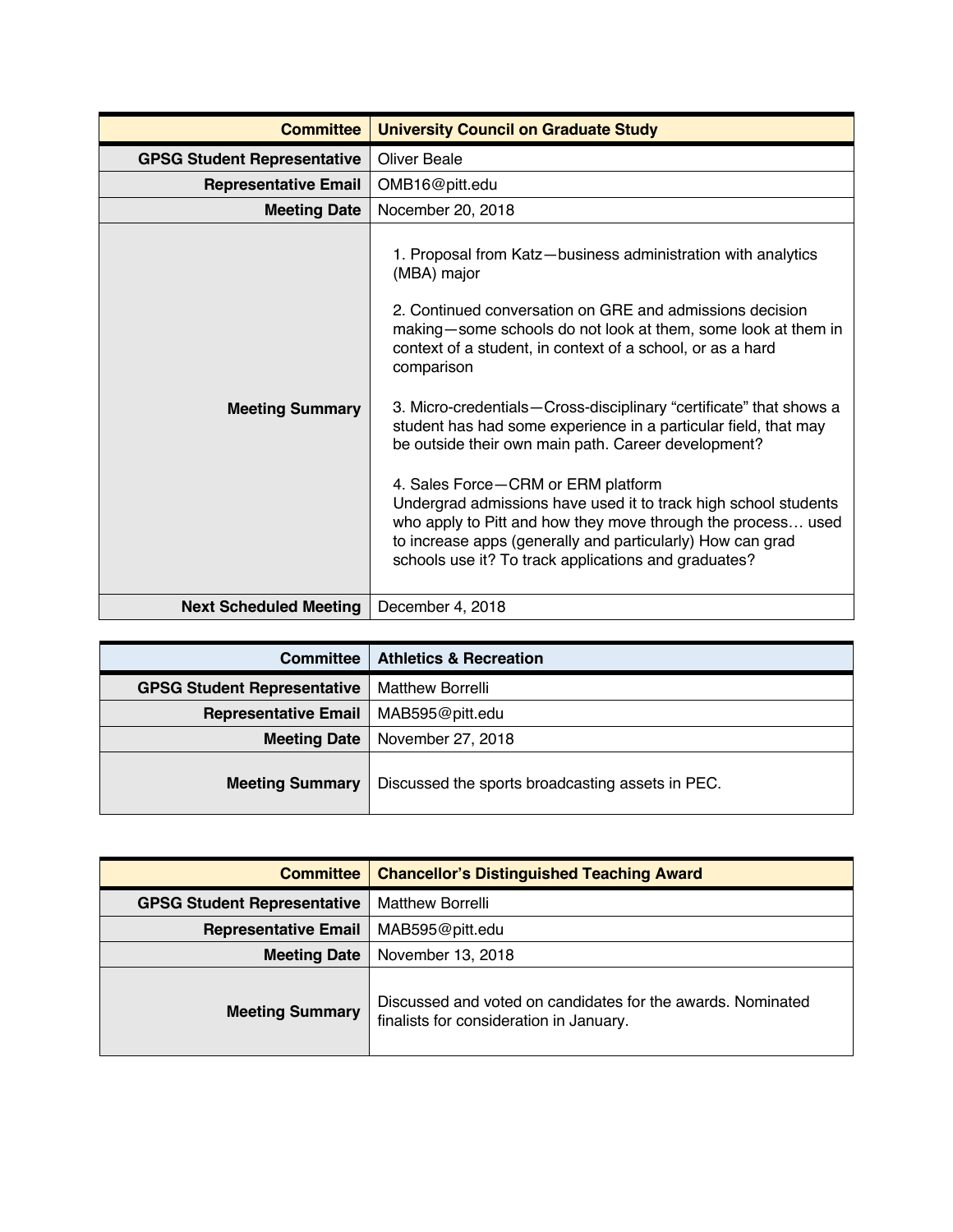| Committee | University Council on Graduate Study |
|---|---|
| GPSG Student Representative | Oliver Beale |
| Representative Email | OMB16@pitt.edu |
| Meeting Date | November 20, 2018 |
| Meeting Summary | 1. Proposal from Katz—business administration with analytics (MBA) major<br><br>2. Continued conversation on GRE and admissions decision making—some schools do not look at them, some look at them in context of a student, in context of a school, or as a hard comparison<br><br>3. Micro-credentials—Cross-disciplinary “certificate” that shows a student has had some experience in a particular field, that may be outside their own main path. Career development?<br><br>4. Sales Force—CRM or ERM platform<br>Undergrad admissions have used it to track high school students who apply to Pitt and how they move through the process… used to increase apps (generally and particularly) How can grad schools use it? To track applications and graduates? |
| Next Scheduled Meeting | December 4, 2018 |

| Committee | Athletics & Recreation |
|---|---|
| GPSG Student Representative | Matthew Borrelli |
| Representative Email | MAB595@pitt.edu |
| Meeting Date | November 27, 2018 |
| Meeting Summary | Discussed the sports broadcasting assets in PEC. |

| Committee | Chancellor’s Distinguished Teaching Award |
|---|---|
| GPSG Student Representative | Matthew Borrelli |
| Representative Email | MAB595@pitt.edu |
| Meeting Date | November 13, 2018 |
| Meeting Summary | Discussed and voted on candidates for the awards. Nominated finalists for consideration in January. |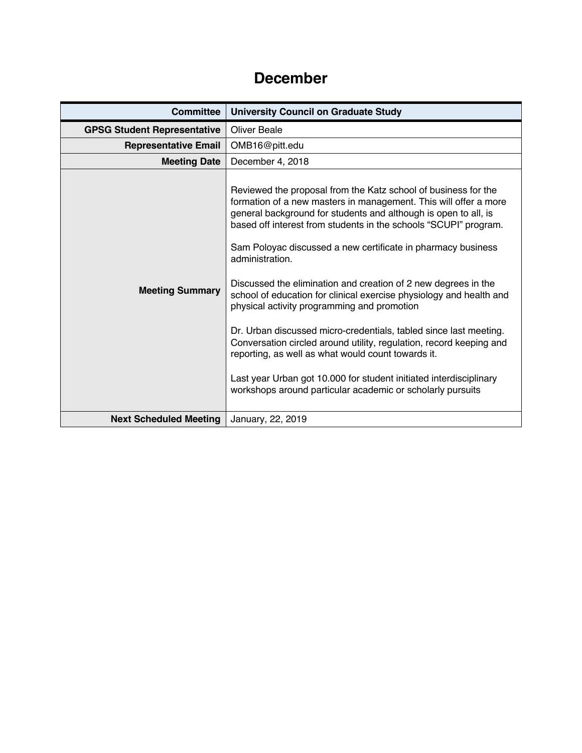# December

| Committee | University Council on Graduate Study |
|---|---|
| GPSG Student Representative | Oliver Beale |
| Representative Email | OMB16@pitt.edu |
| Meeting Date | December 4, 2018 |
| Meeting Summary | Reviewed the proposal from the Katz school of business for the formation of a new masters in management. This will offer a more general background for students and although is open to all, is based off interest from students in the schools "SCUPI" program.<br><br>Sam Poloyac discussed a new certificate in pharmacy business administration.<br><br>Discussed the elimination and creation of 2 new degrees in the school of education for clinical exercise physiology and health and physical activity programming and promotion<br><br>Dr. Urban discussed micro-credentials, tabled since last meeting. Conversation circled around utility, regulation, record keeping and reporting, as well as what would count towards it.<br><br>Last year Urban got 10.000 for student initiated interdisciplinary workshops around particular academic or scholarly pursuits |
| Next Scheduled Meeting | January, 22, 2019 |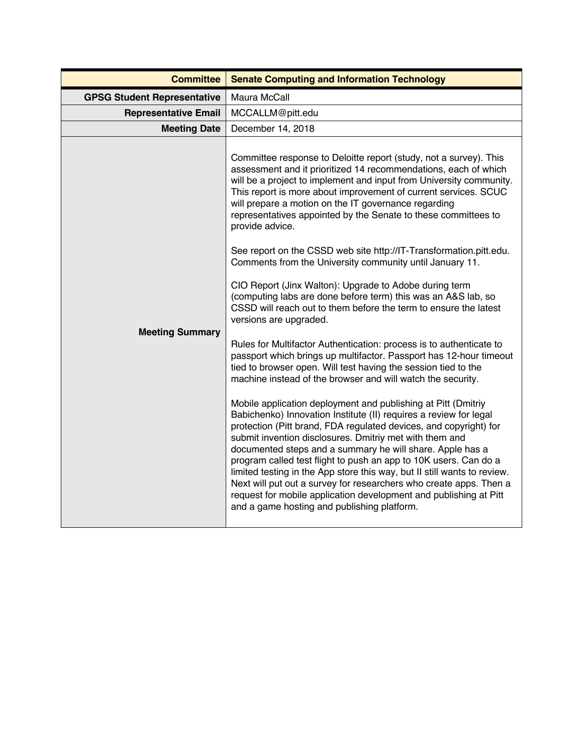| | |
|---|---|
| **Committee** | **Senate Computing and Information Technology** |
| **GPSG Student Representative** | Maura McCall |
| **Representative Email** | MCCALLM@pitt.edu |
| **Meeting Date** | December 14, 2018 |
| **Meeting Summary** | Committee response to Deloitte report (study, not a survey). This assessment and it prioritized 14 recommendations, each of which will be a project to implement and input from University community. This report is more about improvement of current services. SCUC will prepare a motion on the IT governance regarding representatives appointed by the Senate to these committees to provide advice.<br><br>See report on the CSSD web site http://IT-Transformation.pitt.edu. Comments from the University community until January 11.<br><br>CIO Report (Jinx Walton): Upgrade to Adobe during term (computing labs are done before term) this was an A&S lab, so CSSD will reach out to them before the term to ensure the latest versions are upgraded.<br><br>Rules for Multifactor Authentication: process is to authenticate to passport which brings up multifactor. Passport has 12-hour timeout tied to browser open. Will test having the session tied to the machine instead of the browser and will watch the security.<br><br>Mobile application deployment and publishing at Pitt (Dmitriy Babichenko) Innovation Institute (II) requires a review for legal protection (Pitt brand, FDA regulated devices, and copyright) for submit invention disclosures. Dmitriy met with them and documented steps and a summary he will share. Apple has a program called test flight to push an app to 10K users. Can do a limited testing in the App store this way, but II still wants to review. Next will put out a survey for researchers who create apps. Then a request for mobile application development and publishing at Pitt and a game hosting and publishing platform. |